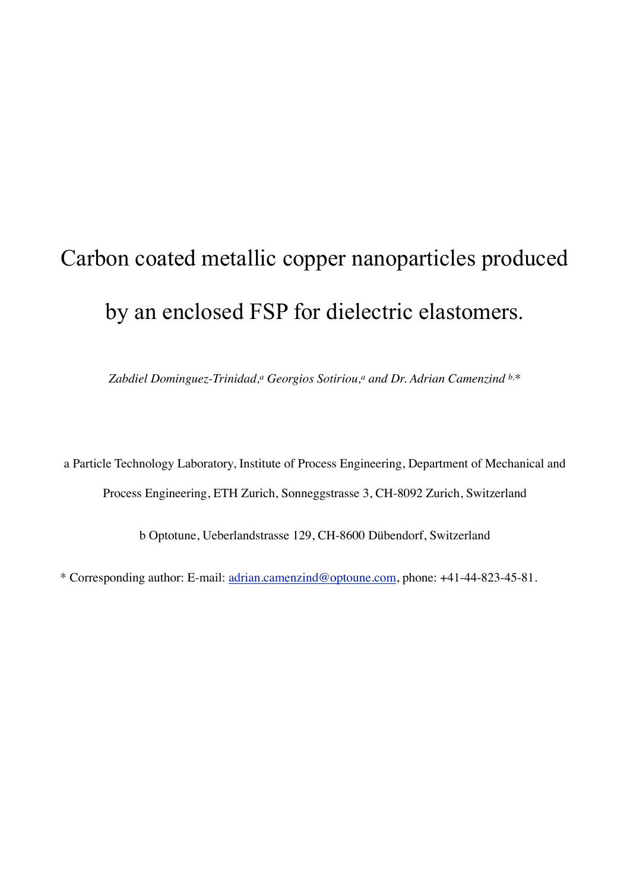# Carbon coated metallic copper nanoparticles produced by an enclosed FSP for dielectric elastomers.

*Zabdiel Dominguez-Trinidad,[a] Georgios Sotiriou,[a] and Dr. Adrian Camenzind [b,]**

a Particle Technology Laboratory, Institute of Process Engineering, Department of Mechanical and Process Engineering, ETH Zurich, Sonneggstrasse 3, CH-8092 Zurich, Switzerland

b Optotune, Ueberlandstrasse 129, CH-8600 Dübendorf, Switzerland

* Corresponding author: E-mail: adrian.camenzind@optoune.com, phone: +41-44-823-45-81.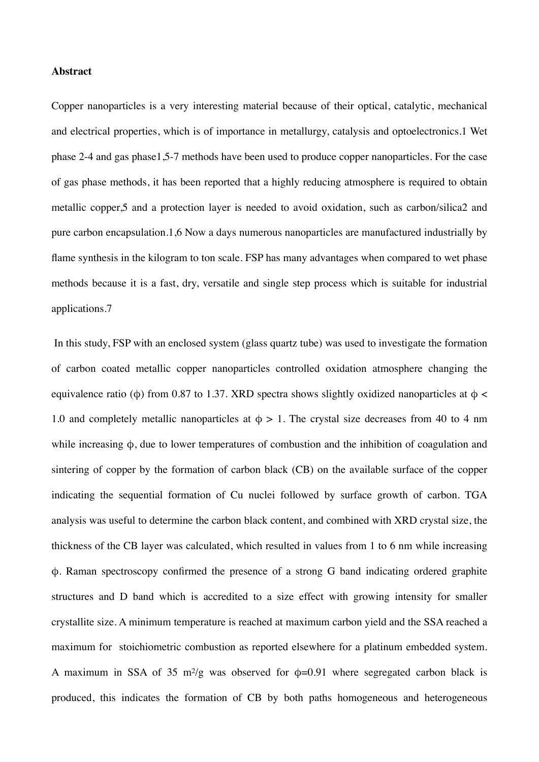**Abstract**

Copper nanoparticles is a very interesting material because of their optical, catalytic, mechanical and electrical properties, which is of importance in metallurgy, catalysis and optoelectronics.[1] Wet phase [2-4] and gas phase[1,5-7] methods have been used to produce copper nanoparticles. For the case of gas phase methods, it has been reported that a highly reducing atmosphere is required to obtain metallic copper,[5] and a protection layer is needed to avoid oxidation, such as carbon/silica[2] and pure carbon encapsulation.[1,6] Now a days numerous nanoparticles are manufactured industrially by flame synthesis in the kilogram to ton scale. FSP has many advantages when compared to wet phase methods because it is a fast, dry, versatile and single step process which is suitable for industrial applications.[7]

In this study, FSP with an enclosed system (glass quartz tube) was used to investigate the formation of carbon coated metallic copper nanoparticles controlled oxidation atmosphere changing the equivalence ratio ($\phi$) from 0.87 to 1.37. XRD spectra shows slightly oxidized nanoparticles at $\phi < 1.0$ and completely metallic nanoparticles at $\phi > 1$. The crystal size decreases from 40 to 4 nm while increasing $\phi$, due to lower temperatures of combustion and the inhibition of coagulation and sintering of copper by the formation of carbon black (CB) on the available surface of the copper indicating the sequential formation of Cu nuclei followed by surface growth of carbon. TGA analysis was useful to determine the carbon black content, and combined with XRD crystal size, the thickness of the CB layer was calculated, which resulted in values from 1 to 6 nm while increasing $\phi$. Raman spectroscopy confirmed the presence of a strong G band indicating ordered graphite structures and D band which is accredited to a size effect with growing intensity for smaller crystallite size. A minimum temperature is reached at maximum carbon yield and the SSA reached a maximum for stoichiometric combustion as reported elsewhere for a platinum embedded system. A maximum in SSA of 35 $m^2/g$ was observed for $\phi=0.91$ where segregated carbon black is produced, this indicates the formation of CB by both paths homogeneous and heterogeneous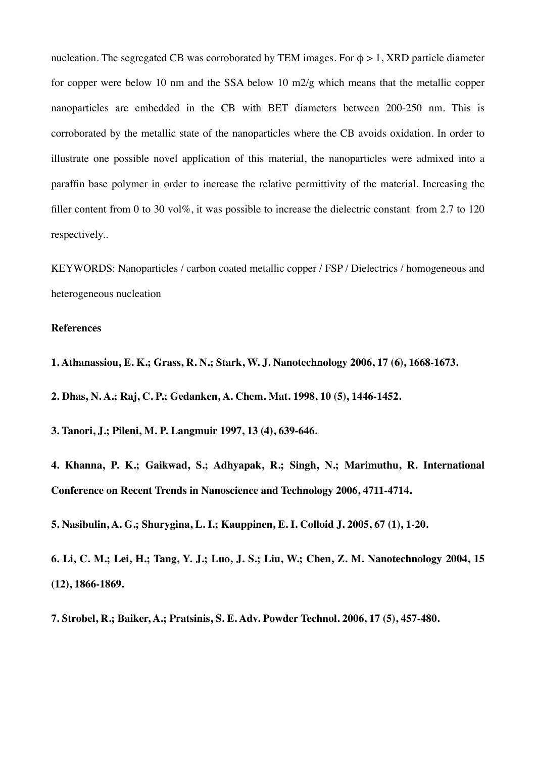nucleation. The segregated CB was corroborated by TEM images. For $\phi > 1$, XRD particle diameter for copper were below 10 nm and the SSA below 10 m2/g which means that the metallic copper nanoparticles are embedded in the CB with BET diameters between 200-250 nm. This is corroborated by the metallic state of the nanoparticles where the CB avoids oxidation. In order to illustrate one possible novel application of this material, the nanoparticles were admixed into a paraffin base polymer in order to increase the relative permittivity of the material. Increasing the filler content from 0 to 30 vol%, it was possible to increase the dielectric constant from 2.7 to 120 respectively..

KEYWORDS: Nanoparticles / carbon coated metallic copper / FSP / Dielectrics / homogeneous and heterogeneous nucleation

**References**

**1. Athanassiou, E. K.; Grass, R. N.; Stark, W. J. Nanotechnology 2006, 17 (6), 1668-1673.**

**2. Dhas, N. A.; Raj, C. P.; Gedanken, A. Chem. Mat. 1998, 10 (5), 1446-1452.**

**3. Tanori, J.; Pileni, M. P. Langmuir 1997, 13 (4), 639-646.**

**4. Khanna, P. K.; Gaikwad, S.; Adhyapak, R.; Singh, N.; Marimuthu, R. International Conference on Recent Trends in Nanoscience and Technology 2006, 4711-4714.**

**5. Nasibulin, A. G.; Shurygina, L. I.; Kauppinen, E. I. Colloid J. 2005, 67 (1), 1-20.**

**6. Li, C. M.; Lei, H.; Tang, Y. J.; Luo, J. S.; Liu, W.; Chen, Z. M. Nanotechnology 2004, 15 (12), 1866-1869.**

**7. Strobel, R.; Baiker, A.; Pratsinis, S. E. Adv. Powder Technol. 2006, 17 (5), 457-480.**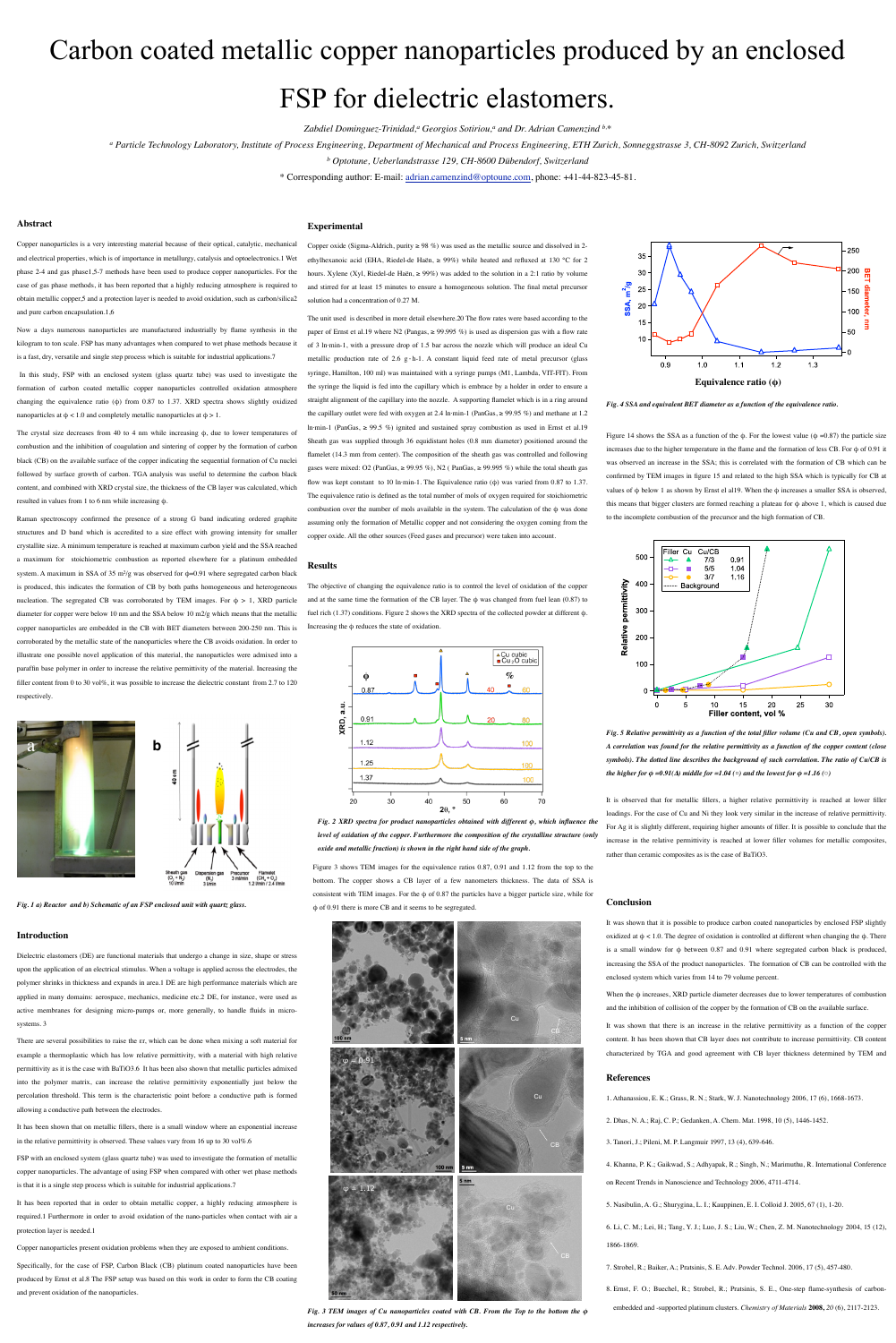# Carbon coated metallic copper nanoparticles produced by an enclosed FSP for dielectric elastomers.

*Zabdiel Dominguez-Trinidad,[a] Georgios Sotiriou,[a] and Dr. Adrian Camenzind [b,*]*

[a] Particle Technology Laboratory, Institute of Process Engineering, Department of Mechanical and Process Engineering, ETH Zurich, Sonneggstrasse 3, CH-8092 Zurich, Switzerland

[b] Optotune, Ueberlandstrasse 129, CH-8600 Dübendorf, Switzerland

* Corresponding author: E-mail: adrian.camenzind@optoune.com, phone: +41-44-823-45-81.

## Abstract

Copper nanoparticles is a very interesting material because of their optical, catalytic, mechanical and electrical properties, which is of importance in metallurgy, catalysis and optoelectronics.1 Wet phase 2-4 and gas phase1.5-7 methods have been used to produce copper nanoparticles. For the case of gas phase methods, it has been reported that a highly reducing atmosphere is required to obtain metallic copper,5 and a protection layer is needed to avoid oxidation, such as carbon/silica2 and pure carbon encapsulation.1,6

Now a days numerous nanoparticles are manufactured industrially by flame synthesis in the kilogram to ton scale. FSP has many advantages when compared to wet phase methods because it is a fast, dry, versatile and single step process which is suitable for industrial applications.7

In this study, FSP with an enclosed system (glass quartz tube) was used to investigate the formation of carbon coated metallic copper nanoparticles controlled oxidation atmosphere changing the equivalence ratio (φ) from 0.87 to 1.37. XRD spectra shows slightly oxidized nanoparticles at φ < 1.0 and completely metallic nanoparticles at φ > 1.

The crystal size decreases from 40 to 4 nm while increasing φ, due to lower temperatures of combustion and the inhibition of coagulation and sintering of copper by the formation of carbon black (CB) on the available surface of the copper indicating the sequential formation of Cu nuclei followed by surface growth of carbon. TGA analysis was useful to determine the carbon black content, and combined with XRD crystal size, the thickness of the CB layer was calculated, which resulted in values from 1 to 6 nm while increasing φ.

Raman spectroscopy confirmed the presence of a strong G band indicating ordered graphite structures and D band which is accredited to a size effect with growing intensity for smaller crystallite size. A minimum temperature is reached at maximum carbon yield and the SSA reached a maximum for stoichiometric combustion as reported elsewhere for a platinum embedded system. A maximum in SSA of 35 $m^2/g$ was observed for φ=0.91 where segregated carbon black is produced, this indicates the formation of CB by both paths homogeneous and heterogeneous nucleation. The segregated CB was corroborated by TEM images. For φ > 1, XRD particle diameter for copper were below 10 nm and the SSA below 10 $m^2/g$ which means that the metallic copper nanoparticles are embedded in the CB with BET diameters between 200-250 nm. This is corroborated by the metallic state of the nanoparticles where the CB avoids oxidation. In order to illustrate one possible novel application of this material, the nanoparticles were admixed into a paraffin base polymer in order to increase the relative permittivity of the material. Increasing the filler content from 0 to 30 vol%, it was possible to increase the dielectric constant from 2.7 to 120 respectively.

a

b

40 cm

Sheath gas ($O_2$ + $N_2$) 10 l/min
Dispersion gas ($N_2$) 3 l/min
Precursor 3 ml/min
Flamelet ($CH_4$ + $O_2$) 1.2 l/min / 2.4 l/min

*Fig. 1 a) Reactor and b) Schematic of an FSP enclosed unit with quartz glass.*

## Introduction

Dielectric elastomers (DE) are functional materials that undergo a change in size, shape or stress upon the application of an electrical stimulus. When a voltage is applied across the electrodes, the polymer shrinks in thickness and expands in area.1 DE are high performance materials which are applied in many domains: aerospace, mechanics, medicine etc.2 DE, for instance, were used as active membranes for designing micro-pumps or, more generally, to handle fluids in micro-systems. 3

There are several possibilities to raise the εr, which can be done when mixing a soft material for example a thermoplastic which has low relative permittivity, with a material with high relative permittivity as it is the case with BaTiO3.6 It has been also shown that metallic particles admixed into the polymer matrix, can increase the relative permittivity exponentially just below the percolation threshold. This term is the characteristic point before a conductive path is formed allowing a conductive path between the electrodes.

It has been shown that on metallic fillers, there is a small window where an exponential increase in the relative permittivity is observed. These values vary from 16 up to 30 vol%.6

FSP with an enclosed system (glass quartz tube) was used to investigate the formation of metallic copper nanoparticles. The advantage of using FSP when compared with other wet phase methods is that it is a single step process which is suitable for industrial applications.7

It has been reported that in order to obtain metallic copper, a highly reducing atmosphere is required.1 Furthermore in order to avoid oxidation of the nano-particles when contact with air a protection layer is needed.1

Copper nanoparticles present oxidation problems when they are exposed to ambient conditions.

Specifically, for the case of FSP, Carbon Black (CB) platinum coated nanoparticles have been produced by Ernst et al.8 The FSP setup was based on this work in order to form the CB coating and prevent oxidation of the nanoparticles.

## Experimental

Copper oxide (Sigma-Aldrich, purity ≥ 98 %) was used as the metallic source and dissolved in 2-ethylhexanoic acid (EHA, Riedel-de Haën, ≥ 99%) while heated and refluxed at 130 °C for 2 hours. Xylene (Xyl, Riedel-de Haën, ≥ 99%) was added to the solution in a 2:1 ratio by volume and stirred for at least 15 minutes to ensure a homogeneous solution. The final metal precursor solution had a concentration of 0.27 M.

The unit used is described in more detail elsewhere.20 The flow rates were based according to the paper of Ernst et al.19 where N2 (Pangas, ≥ 99.995 %) is used as dispersion gas with a flow rate of 3 ln·min-1, with a pressure drop of 1.5 bar across the nozzle which will produce an ideal Cu metallic production rate of 2.6 g·h-1. A constant liquid feed rate of metal precursor (glass syringe, Hamilton, 100 ml) was maintained with a syringe pumps (M1, Lambda, VIT-FIT). From the syringe the liquid is fed into the capillary which is embrace by a holder in order to ensure a straight alignment of the capillary into the nozzle. A supporting flamelet which is in a ring around the capillary outlet were fed with oxygen at 2.4 ln·min-1 (PanGas, ≥ 99.95 %) and methane at 1.2 ln·min-1 (PanGas, ≥ 99.5 %) ignited and sustained spray combustion as used in Ernst et al.19 Sheath gas was supplied through 36 equidistant holes (0.8 mm diameter) positioned around the flamelet (14.3 mm from center). The composition of the sheath gas was controlled and following gases were mixed: O2 (PanGas, ≥ 99.95 %), N2 ( PanGas, ≥ 99.995 %) while the total sheath gas flow was kept constant to 10 ln·min-1. The Equivalence ratio (φ) was varied from 0.87 to 1.37. The equivalence ratio is defined as the total number of mols of oxygen required for stoichiometric combustion over the number of mols available in the system. The calculation of the φ was done assuming only the formation of Metallic copper and not considering the oxygen coming from the copper oxide. All the other sources (Feed gases and precursor) were taken into account.

## Results

The objective of changing the equivalence ratio is to control the level of oxidation of the copper and at the same time the formation of the CB layer. The φ was changed from fuel lean (0.87) to fuel rich (1.37) conditions. Figure 2 shows the XRD spectra of the collected powder at different φ. Increasing the φ reduces the state of oxidation.

Cu cubic
$Cu_2O$ cubic
φ
%
0.87 40 60
0.91 20 80
1.12 100
1.25 100
1.37 100
XRD, a.u.
20 30 40 50 60 70
2θ, °

*Fig. 2 XRD spectra for product nanoparticles obtained with different φ, which influence the level of oxidation of the copper. Furthermore the composition of the crystalline structure (only oxide and metallic fraction) is shown in the right hand side of the graph.*

Figure 3 shows TEM images for the equivalence ratios 0.87, 0.91 and 1.12 from the top to the bottom. The copper shows a CB layer of a few nanometers thickness. The data of SSA is consistent with TEM images. For the φ of 0.87 the particles have a bigger particle size, while for φ of 0.91 there is more CB and it seems to be segregated.

100 nm
5 nm
Cu
CB
φ = 0.91
Cu
CB
100 nm
5 nm
φ = 1.12
5 nm
Cu
CB
50 nm

*Fig. 3 TEM images of Cu nanoparticles coated with CB. From the Top to the bottom the φ increases for values of 0.87, 0.91 and 1.12 respectively.*

SSA, $m^2/g$
BET diameter, nm
Equivalence ratio (φ)
0.9 1.0 1.1 1.2 1.3

*Fig. 4 SSA and equivalent BET diameter as a function of the equivalence ratio.*

Figure 14 shows the SSA as a function of the φ. For the lowest value (φ =0.87) the particle size increases due to the higher temperature in the flame and the formation of less CB. For φ of 0.91 it was observed an increase in the SSA; this is correlated with the formation of CB which can be confirmed by TEM images in figure 15 and related to the high SSA which is typically for CB at values of φ below 1 as shown by Ernst el al19. When the φ increases a smaller SSA is observed, this means that bigger clusters are formed reaching a plateau for φ above 1, which is caused due to the incomplete combustion of the precursor and the high formation of CB.

Filler Cu Cu/CB
7/3 0.91
5/5 1.04
3/7 1.16
Background
Relative permittivity
Filler content, vol %
0 5 10 15 20 25 30

*Fig. 5 Relative permittivity as a function of the total filler volume (Cu and CB, open symbols). A correlation was found for the relative permittivity as a function of the copper content (close symbols). The dotted line describes the background of such correlation. The ratio of Cu/CB is the higher for φ =0.91(Δ) middle for =1.04 (□) and the lowest for φ =1.16 (○)*

It is observed that for metallic fillers, a higher relative permittivity is reached at lower filler loadings. For the case of Cu and Ni they look very similar in the increase of relative permittivity. For Ag it is slightly different, requiring higher amounts of filler. It is possible to conclude that the increase in the relative permittivity is reached at lower filler volumes for metallic composites, rather than ceramic composites as is the case of BaTiO3.

## Conclusion

It was shown that it is possible to produce carbon coated nanoparticles by enclosed FSP slightly oxidized at φ < 1.0. The degree of oxidation is controlled at different when changing the φ. There is a small window for φ between 0.87 and 0.91 where segregated carbon black is produced, increasing the SSA of the product nanoparticles. The formation of CB can be controlled with the enclosed system which varies from 14 to 79 volume percent.

When the φ increases, XRD particle diameter decreases due to lower temperatures of combustion and the inhibition of collision of the copper by the formation of CB on the available surface.

It was shown that there is an increase in the relative permittivity as a function of the copper content. It has been shown that CB layer does not contribute to increase permittivity. CB content characterized by TGA and good agreement with CB layer thickness determined by TEM and

## References

1. Athanassiou, E. K.; Grass, R. N.; Stark, W. J. Nanotechnology 2006, 17 (6), 1668-1673.
2. Dhas, N. A.; Raj, C. P.; Gedanken, A. Chem. Mat. 1998, 10 (5), 1446-1452.
3. Tanori, J.; Pileni, M. P. Langmuir 1997, 13 (4), 639-646.
4. Khanna, P. K.; Gaikwad, S.; Adhyapak, P. V.; Singh, N.; Marimuthu, R. International Conference on Recent Trends in Nanoscience and Technology 2006, 4711-4714.
5. Nasibulin, A. G.; Shurygina, L. I.; Kauppinen, E. I. Colloid J. 2005, 67 (1), 1-20.
6. Li, C. M.; Lei, H.; Tang, Y. J.; Luo, J. S.; Liu, W.; Chen, Z. M. Nanotechnology 2004, 15 (12), 1866-1869.
7. Strobel, R.; Baiker, A.; Pratsinis, S. E. Adv. Powder Technol. 2006, 17 (5), 457-480.
8. Ernst, F. O.; Buechel, R.; Strobel, R.; Pratsinis, S. E., One-step flame-synthesis of carbon-embedded and -supported platinum clusters. *Chemistry of Materials* **2008**, 20 (6), 2117-2123.